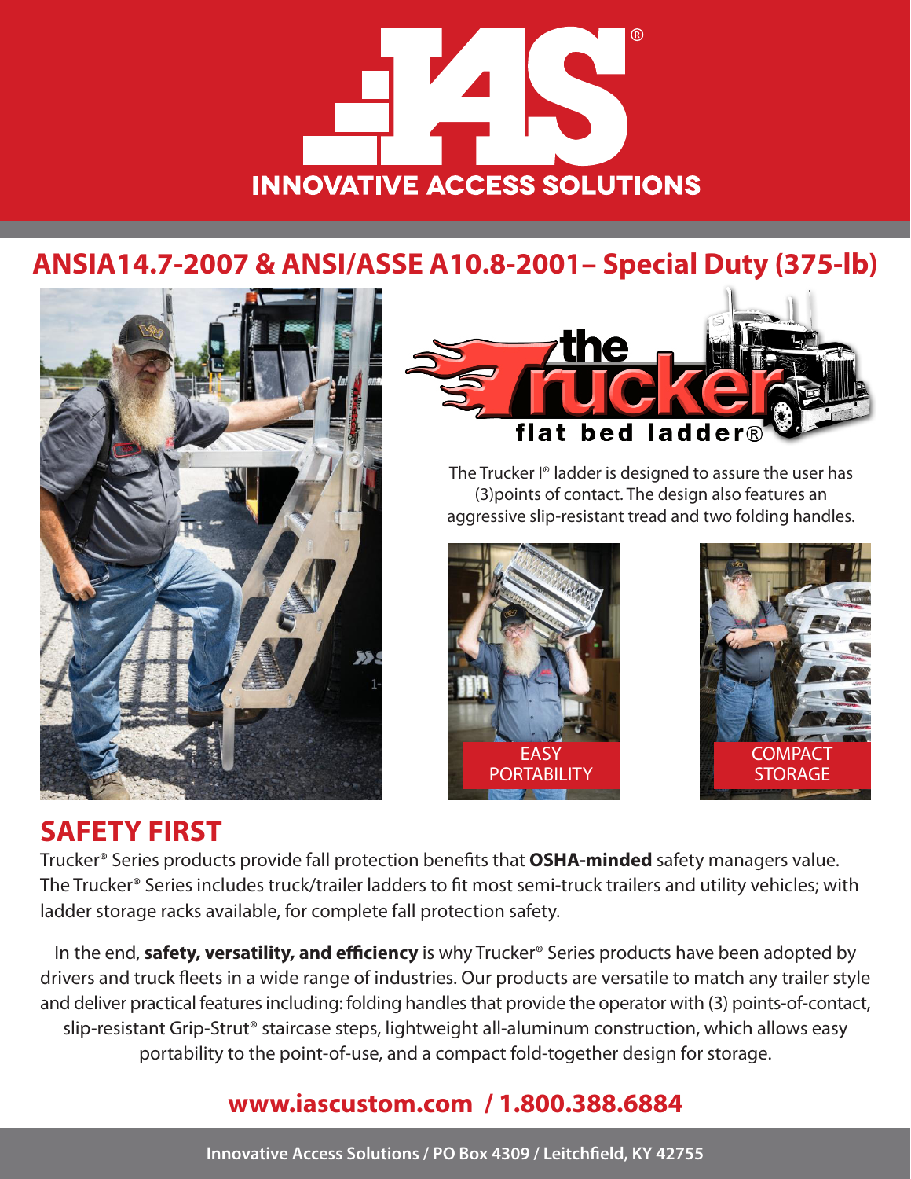# IAS® INNOVATIVE ACCESS SOLUTIONS

## ANSIA14.7-2007 & ANSI/ASSE A10.8-2001– Special Duty (375-lb)

**the Trucker flat bed ladder®**

The Trucker I® ladder is designed to assure the user has (3)points of contact. The design also features an aggressive slip-resistant tread and two folding handles.

EASY PORTABILITY

COMPACT STORAGE

## SAFETY FIRST

Trucker® Series products provide fall protection benefits that **OSHA-minded** safety managers value. The Trucker® Series includes truck/trailer ladders to fit most semi-truck trailers and utility vehicles; with ladder storage racks available, for complete fall protection safety.

In the end, **safety, versatility, and efficiency** is why Trucker® Series products have been adopted by drivers and truck fleets in a wide range of industries. Our products are versatile to match any trailer style and deliver practical features including: folding handles that provide the operator with (3) points-of-contact, slip-resistant Grip-Strut® staircase steps, lightweight all-aluminum construction, which allows easy portability to the point-of-use, and a compact fold-together design for storage.

**www.iascustom.com / 1.800.388.6884**

Innovative Access Solutions / PO Box 4309 / Leitchfield, KY 42755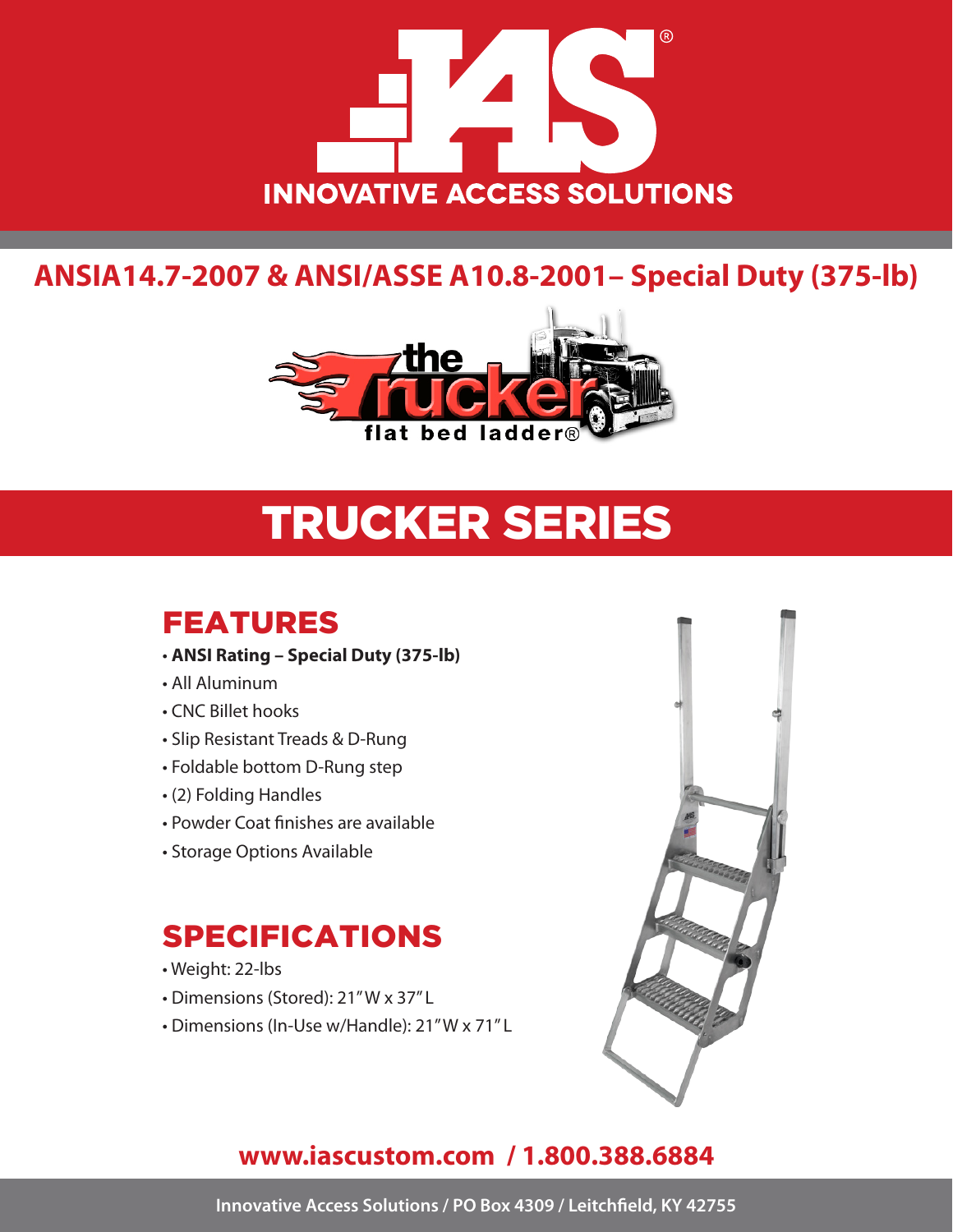# IAS

INNOVATIVE ACCESS SOLUTIONS

## ANSIA14.7-2007 & ANSI/ASSE A10.8-2001– Special Duty (375-lb)

the Trucker flat bed ladder®

# TRUCKER SERIES

## FEATURES

- **ANSI Rating – Special Duty (375-lb)**
- All Aluminum
- CNC Billet hooks
- Slip Resistant Treads & D-Rung
- Foldable bottom D-Rung step
- (2) Folding Handles
- Powder Coat finishes are available
- Storage Options Available

## SPECIFICATIONS

- Weight: 22-lbs
- Dimensions (Stored): 21"W x 37"L
- Dimensions (In-Use w/Handle): 21"W x 71"L

**www.iascustom.com / 1.800.388.6884**

Innovative Access Solutions / PO Box 4309 / Leitchfield, KY 42755